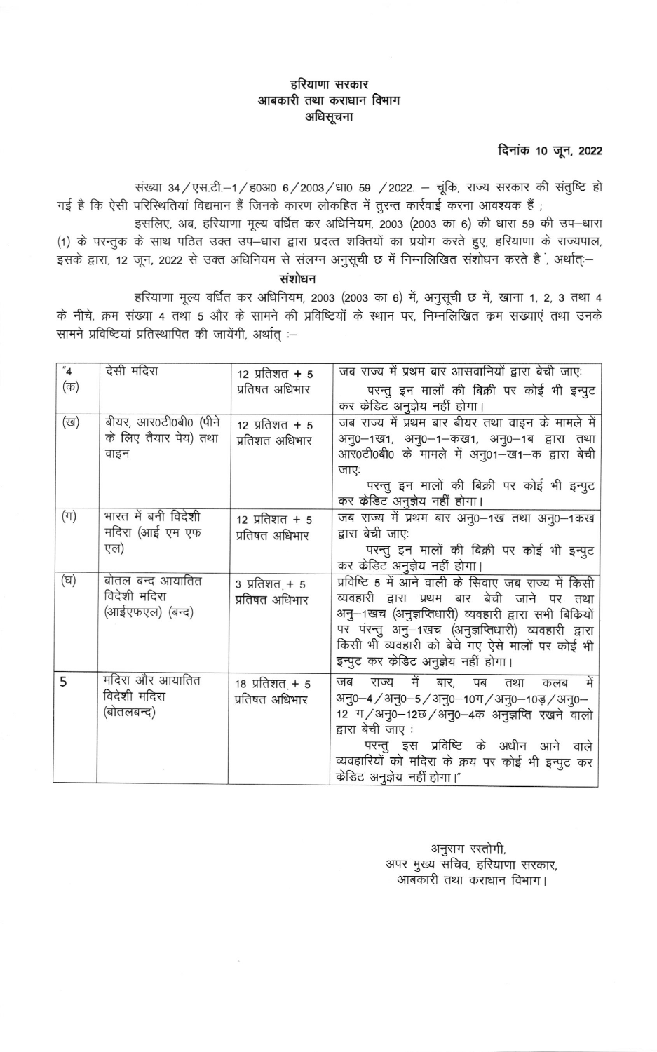**हरियाणा सरकार**
**आबकारी तथा कराधान विभाग**
**अधिसूचना**

**दिनांक 10 जून, 2022**

संख्या 34/एस.टी.–1/ह0अ0 6/2003/धा0 59 /2022. – चूंकि, राज्य सरकार की संतुष्टि हो गई है कि ऐसी परिस्थितियां विद्यमान हैं जिनके कारण लोकहित में तुरन्त कार्रवाई करना आवश्यक हैं ;

इसलिए, अब, हरियाणा मूल्य वर्धित कर अधिनियम, 2003 (2003 का 6) की धारा 59 की उप–धारा (1) के परन्तुक के साथ पठित उक्त उप–धारा द्वारा प्रदत्त शक्तियों का प्रयोग करते हुए, हरियाणा के राज्यपाल, इसके द्वारा, 12 जून, 2022 से उक्त अधिनियम से संलग्न अनुसूची छ में निम्नलिखित संशोधन करते है, अर्थात्:–

**संशोधन**

हरियाणा मूल्य वर्धित कर अधिनियम, 2003 (2003 का 6) में, अनुसूची छ में, खाना 1, 2, 3 तथा 4 के नीचे, क्रम संख्या 4 तथा 5 और के सामने की प्रविष्टियों के स्थान पर, निम्नलिखित क्रम सख्याएं तथा उनके सामने प्रविष्टियां प्रतिस्थापित की जायेंगी, अर्थात् :–

| | | | |
|---|---|---|---|
| "4 (क) | देसी मदिरा | 12 प्रतिशत + 5 प्रतिषत अधिभार | जब राज्य में प्रथम बार आसवानियों द्वारा बेची जाए: परन्तु इन मालों की बिक्री पर कोई भी इन्पुट कर क्रेडिट अनुज्ञेय नहीं होगा। |
| (ख) | बीयर, आर0टी0बी0 (पीने के लिए तैयार पेय) तथा वाइन | 12 प्रतिशत + 5 प्रतिशत अधिभार | जब राज्य में प्रथम बार बीयर तथा वाइन के मामले में अनु0–1ख1, अनु0–1–कख1, अनु0–1ब द्वारा तथा आर0टी0बी0 के मामले में अनु01–ख1–क द्वारा बेची जाए: परन्तु इन मालों की बिक्री पर कोई भी इन्पुट कर क्रेडिट अनुज्ञेय नहीं होगा। |
| (ग) | भारत में बनी विदेशी मदिरा (आई एम एफ एल) | 12 प्रतिशत + 5 प्रतिषत अधिभार | जब राज्य में प्रथम बार अनु0–1ख तथा अनु0–1कख द्वारा बेची जाए: परन्तु इन मालों की बिक्री पर कोई भी इन्पुट कर क्रेडिट अनुज्ञेय नहीं होगा। |
| (घ) | बोतल बन्द आयातित विदेशी मदिरा (आईएफएल) (बन्द) | 3 प्रतिशत + 5 प्रतिषत अधिभार | प्रविष्टि 5 में आने वाली के सिवाए जब राज्य में किसी व्यवहारी द्वारा प्रथम बार बेची जाने पर तथा अनु–1खच (अनुज्ञप्तिधारी) व्यवहारी द्वारा सभी बिक्रियों पर परंन्तु अनु–1खच (अनुज्ञप्तिधारी) व्यवहारी द्वारा किसी भी व्यवहारी को बेचे गए ऐसे मालों पर कोई भी इन्पुट कर क्रेडिट अनुज्ञेय नहीं होगा। |
| 5 | मदिरा और आयातित विदेशी मदिरा (बोतलबन्द) | 18 प्रतिशत + 5 प्रतिषत अधिभार | जब राज्य में बार, पब तथा कलब में अनु0–4/अनु0–5/अनु0–10ग/अनु0–10ड़/अनु0–12 ग/अनु0–12छ/अनु0–4क अनुज्ञप्ति रखने वालो द्वारा बेची जाए : परन्तु इस प्रविष्टि के अधीन आने वाले व्यवहारियों को मदिरा के क्रय पर कोई भी इन्पुट कर क्रेडिट अनुज्ञेय नहीं होगा।" |

अनुराग रस्तोगी,
अपर मुख्य सचिव, हरियाणा सरकार,
आबकारी तथा कराधान विभाग।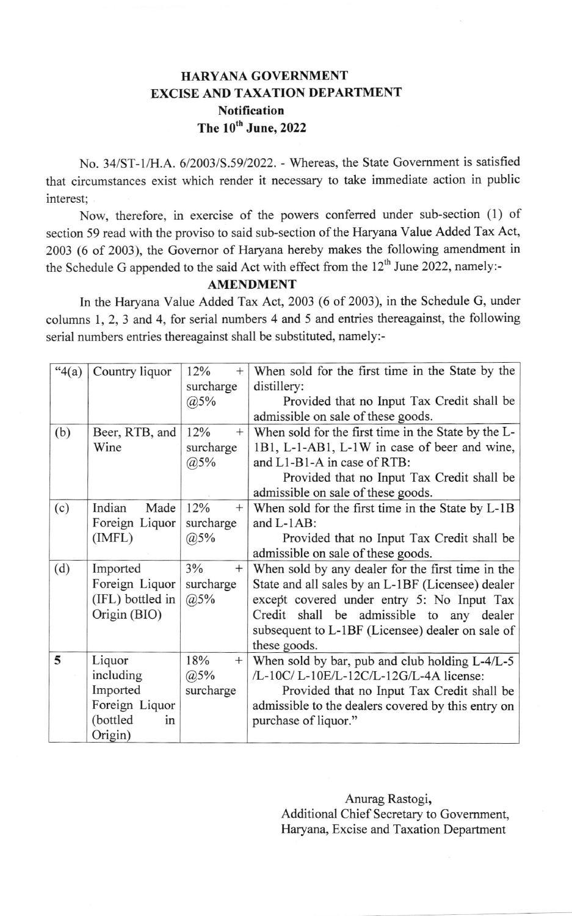# HARYANA GOVERNMENT
# EXCISE AND TAXATION DEPARTMENT
## Notification
## The 10th June, 2022

No. 34/ST-1/H.A. 6/2003/S.59/2022. - Whereas, the State Government is satisfied that circumstances exist which render it necessary to take immediate action in public interest;

Now, therefore, in exercise of the powers conferred under sub-section (1) of section 59 read with the proviso to said sub-section of the Haryana Value Added Tax Act, 2003 (6 of 2003), the Governor of Haryana hereby makes the following amendment in the Schedule G appended to the said Act with effect from the 12th June 2022, namely:-

**AMENDMENT**

In the Haryana Value Added Tax Act, 2003 (6 of 2003), in the Schedule G, under columns 1, 2, 3 and 4, for serial numbers 4 and 5 and entries thereagainst, the following serial numbers entries thereagainst shall be substituted, namely:-

| | | | |
|---|---|---|---|
| "4(a) | Country liquor | 12% + surcharge @5% | When sold for the first time in the State by the distillery: Provided that no Input Tax Credit shall be admissible on sale of these goods. |
| (b) | Beer, RTB, and Wine | 12% + surcharge @5% | When sold for the first time in the State by the L-1B1, L-1-AB1, L-1W in case of beer and wine, and L1-B1-A in case of RTB: Provided that no Input Tax Credit shall be admissible on sale of these goods. |
| (c) | Indian Made Foreign Liquor (IMFL) | 12% + surcharge @5% | When sold for the first time in the State by L-1B and L-1AB: Provided that no Input Tax Credit shall be admissible on sale of these goods. |
| (d) | Imported Foreign Liquor (IFL) bottled in Origin (BIO) | 3% + surcharge @5% | When sold by any dealer for the first time in the State and all sales by an L-1BF (Licensee) dealer except covered under entry 5: No Input Tax Credit shall be admissible to any dealer subsequent to L-1BF (Licensee) dealer on sale of these goods. |
| **5** | Liquor including Imported Foreign Liquor (bottled in Origin) | 18% + @5% surcharge | When sold by bar, pub and club holding L-4/L-5 /L-10C/ L-10E/L-12C/L-12G/L-4A license: Provided that no Input Tax Credit shall be admissible to the dealers covered by this entry on purchase of liquor." |

Anurag Rastogi,
Additional Chief Secretary to Government,
Haryana, Excise and Taxation Department